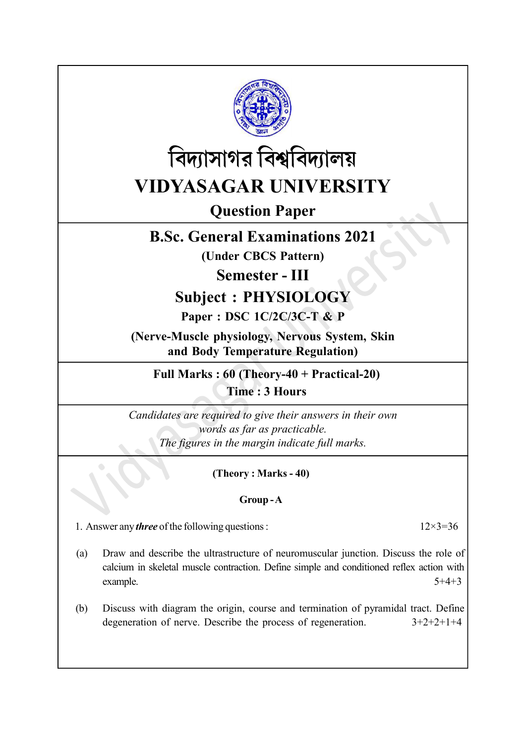# বিদ্যাসাগর বিশ্ববিদ্যালয়

# VIDYASAGAR UNIVERSITY

## Question Paper

## B.Sc. General Examinations 2021

**(Under CBCS Pattern)**

## Semester - III

## Subject : PHYSIOLOGY

**Paper : DSC 1C/2C/3C-T & P**

**(Nerve-Muscle physiology, Nervous System, Skin and Body Temperature Regulation)**

**Full Marks : 60 (Theory-40 + Practical-20)**

**Time : 3 Hours**

*Candidates are required to give their answers in their own words as far as practicable.*
*The figures in the margin indicate full marks.*

**(Theory : Marks - 40)**

**Group - A**

1. Answer any ***three*** of the following questions : 12×3=36

(a) Draw and describe the ultrastructure of neuromuscular junction. Discuss the role of calcium in skeletal muscle contraction. Define simple and conditioned reflex action with example. 5+4+3

(b) Discuss with diagram the origin, course and termination of pyramidal tract. Define degeneration of nerve. Describe the process of regeneration. 3+2+2+1+4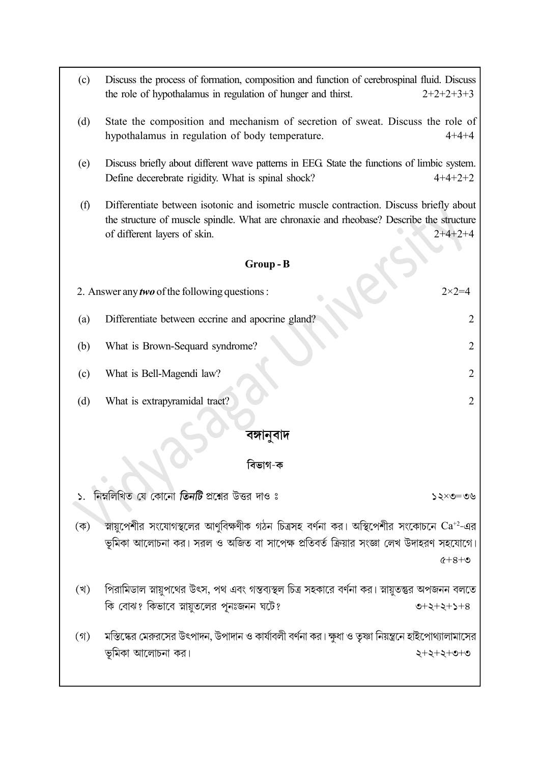(c) Discuss the process of formation, composition and function of cerebrospinal fluid. Discuss the role of hypothalamus in regulation of hunger and thirst. 2+2+2+3+3

(d) State the composition and mechanism of secretion of sweat. Discuss the role of hypothalamus in regulation of body temperature. 4+4+4

(e) Discuss briefly about different wave patterns in EEG. State the functions of limbic system. Define decerebrate rigidity. What is spinal shock? 4+4+2+2

(f) Differentiate between isotonic and isometric muscle contraction. Discuss briefly about the structure of muscle spindle. What are chronaxie and rheobase? Describe the structure of different layers of skin. 2+4+2+4

### Group - B

2. Answer any ***two*** of the following questions : 2×2=4

(a) Differentiate between eccrine and apocrine gland? 2

(b) What is Brown-Sequard syndrome? 2

(c) What is Bell-Magendi law? 2

(d) What is extrapyramidal tract? 2

## বঙ্গানুবাদ

### বিভাগ-ক

১. নিম্নলিখিত যে কোনো ***তিনটি*** প্রশ্নের উত্তর দাও ঃ ১২×৩=৩৬

(ক) স্নায়ুপেশীর সংযোগস্থলের আণুবিক্ষণীক গঠন চিত্রসহ বর্ণনা কর। অস্থিপেশীর সংকোচনে $Ca^{+2}$-এর ভূমিকা আলোচনা কর। সরল ও অর্জিত বা সাপেক্ষ প্রতিবর্ত ক্রিয়ার সংজ্ঞা লেখ উদাহরণ সহযোগে। ৫+৪+৩

(খ) পিরামিডাল স্নায়ুপথের উৎস, পথ এবং গন্তব্যস্থল চিত্র সহকারে বর্ণনা কর। স্নায়ুতন্তুর অপজনন বলতে কি বোঝ? কিভাবে স্নায়ুতলের পূনঃজনন ঘটে? ৩+২+২+১+৪

(গ) মস্তিষ্কের মেরুরসের উৎপাদন, উপাদান ও কার্যাবলী বর্ণনা কর। ক্ষুধা ও তৃষ্ণা নিয়ন্ত্রনে হাইপোথ্যালামাসের ভূমিকা আলোচনা কর। ২+২+২+৩+৩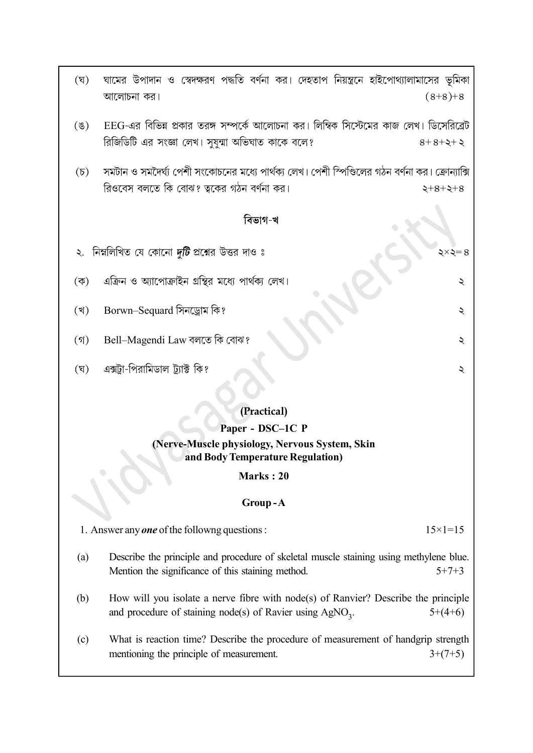(ঘ) ঘামের উপাদান ও স্বেদক্ষরণ পদ্ধতি বর্ণনা কর। দেহতাপ নিয়ন্ত্রনে হাইপোথ্যালামাসের ভূমিকা আলোচনা কর। (৪+৪)+৪

(ঙ) EEG-এর বিভিন্ন প্রকার তরঙ্গ সম্পর্কে আলোচনা কর। লিম্বিক সিস্টেমের কাজ লেখ। ডিসেরিব্রেট রিজিডিটি এর সংজ্ঞা লেখ। সুষুম্না অভিঘাত কাকে বলে? ৪+৪+২+২

(চ) সমটান ও সমদৈর্ঘ্য পেশী সংকোচনের মধ্যে পার্থক্য লেখ। পেশী স্পিণ্ডিলের গঠন বর্ণনা কর। ক্রোন্যাক্সি রিওবেস বলতে কি বোঝ? ত্বকের গঠন বর্ণনা কর। ২+৪+২+৪

## বিভাগ-খ

২. নিম্নলিখিত যে কোনো ***দুটি*** প্রশ্নের উত্তর দাও ঃ ২×২=৪

(ক) এক্রিন ও অ্যাপোক্রাইন গ্রন্থির মধ্যে পার্থক্য লেখ। ২

(খ) Borwn–Sequard সিনড্রোম কি? ২

(গ) Bell–Magendi Law বলতে কি বোঝ? ২

(ঘ) এক্সট্রা-পিরামিডাল ট্র্যাক্ট কি? ২

## (Practical)

### Paper - DSC–1C P

### (Nerve-Muscle physiology, Nervous System, Skin and Body Temperature Regulation)

**Marks : 20**

## Group - A

1. Answer any ***one*** of the followng questions : 15×1=15

(a) Describe the principle and procedure of skeletal muscle staining using methylene blue. Mention the significance of this staining method. 5+7+3

(b) How will you isolate a nerve fibre with node(s) of Ranvier? Describe the principle and procedure of staining node(s) of Ravier using $AgNO_3$. 5+(4+6)

(c) What is reaction time? Describe the procedure of measurement of handgrip strength mentioning the principle of measurement. 3+(7+5)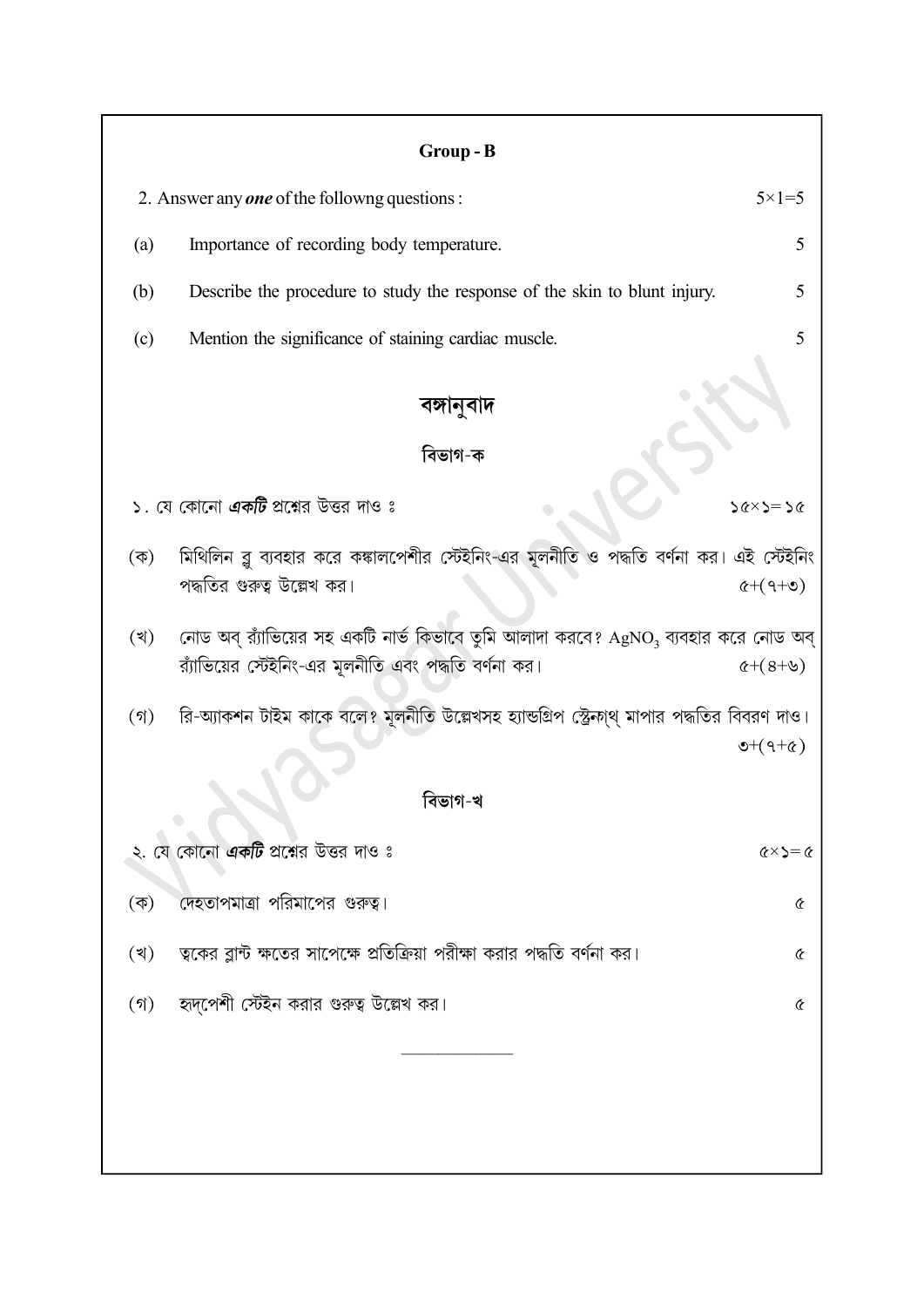## Group - B

2. Answer any ***one*** of the followng questions : 5×1=5

(a) Importance of recording body temperature. 5

(b) Describe the procedure to study the response of the skin to blunt injury. 5

(c) Mention the significance of staining cardiac muscle. 5

## বঙ্গানুবাদ

### বিভাগ-ক

১. যে কোনো ***একটি*** প্রশ্নের উত্তর দাও ঃ ১৫×১=১৫

(ক) মিথিলিন ব্লু ব্যবহার করে কঙ্কালপেশীর স্টেইনিং-এর মূলনীতি ও পদ্ধতি বর্ণনা কর। এই স্টেইনিং পদ্ধতির গুরুত্ব উল্লেখ কর। ৫+(৭+৩)

(খ) নোড অব্ র‍্যাঁভিয়ের সহ একটি নার্ভ কিভাবে তুমি আলাদা করবে? $AgNO_3$ ব্যবহার করে নোড অব্ র‍্যাঁভিয়ের স্টেইনিং-এর মূলনীতি এবং পদ্ধতি বর্ণনা কর। ৫+(৪+৬)

(গ) রি-অ্যাকশন টাইম কাকে বলে? মূলনীতি উল্লেখসহ হ্যান্ডগ্রিপ স্ট্রেন্থ্ মাপার পদ্ধতির বিবরণ দাও। ৩+(৭+৫)

### বিভাগ-খ

২. যে কোনো ***একটি*** প্রশ্নের উত্তর দাও ঃ ৫×১=৫

(ক) দেহতাপমাত্রা পরিমাপের গুরুত্ব। ৫

(খ) ত্বকের ব্লান্ট ক্ষতের সাপেক্ষে প্রতিক্রিয়া পরীক্ষা করার পদ্ধতি বর্ণনা কর। ৫

(গ) হৃদ্‌পেশী স্টেইন করার গুরুত্ব উল্লেখ কর। ৫